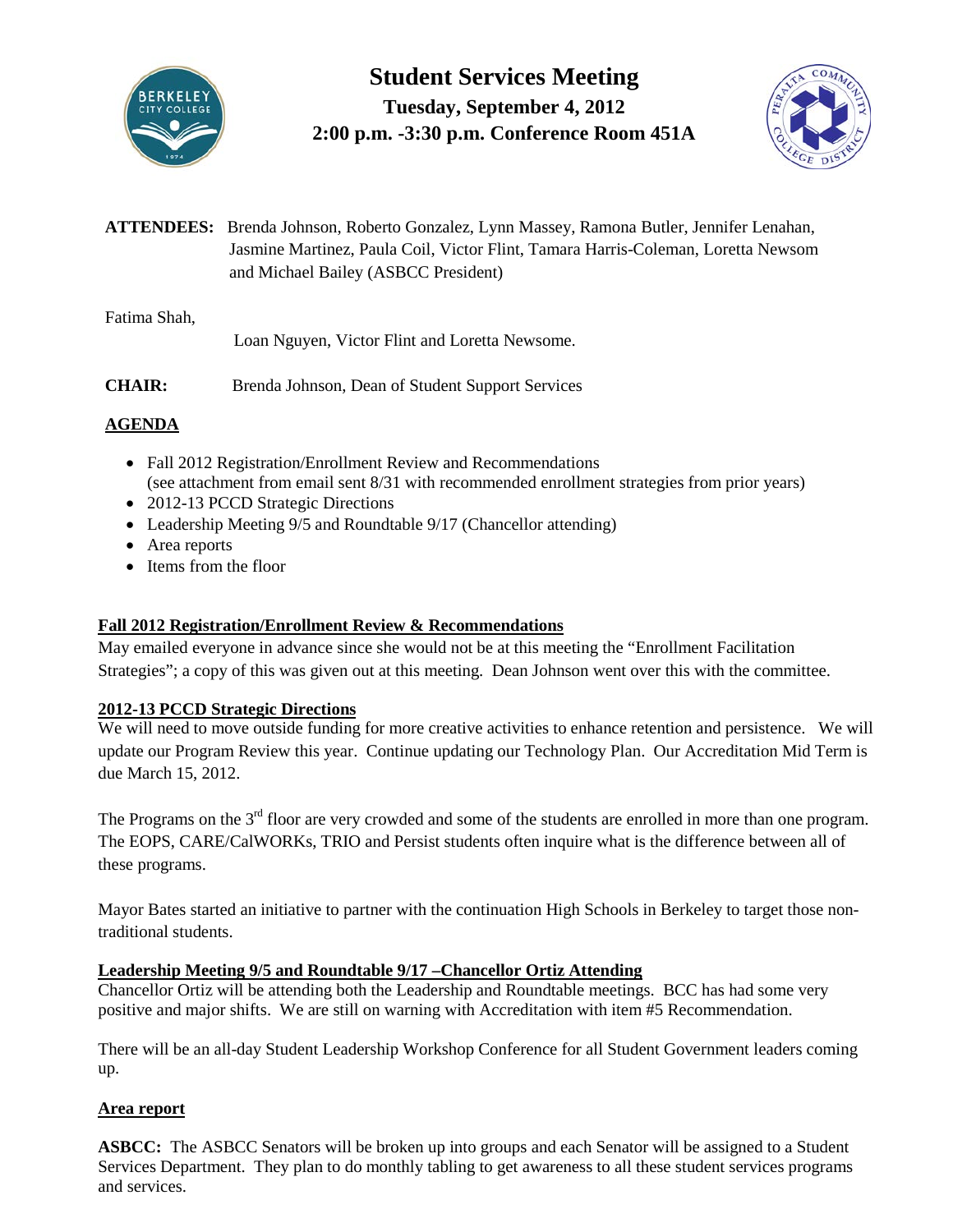# Student Services Meeting

**Tuesday, September 4, 2012**

**2:00 p.m. -3:30 p.m. Conference Room 451A**

**ATTENDEES:** Brenda Johnson, Roberto Gonzalez, Lynn Massey, Ramona Butler, Jennifer Lenahan, Jasmine Martinez, Paula Coil, Victor Flint, Tamara Harris-Coleman, Loretta Newsom and Michael Bailey (ASBCC President)

Fatima Shah,

Loan Nguyen, Victor Flint and Loretta Newsome.

**CHAIR:** Brenda Johnson, Dean of Student Support Services

**AGENDA**

- Fall 2012 Registration/Enrollment Review and Recommendations (see attachment from email sent 8/31 with recommended enrollment strategies from prior years)
- 2012-13 PCCD Strategic Directions
- Leadership Meeting 9/5 and Roundtable 9/17 (Chancellor attending)
- Area reports
- Items from the floor

**Fall 2012 Registration/Enrollment Review & Recommendations**

May emailed everyone in advance since she would not be at this meeting the "Enrollment Facilitation Strategies"; a copy of this was given out at this meeting. Dean Johnson went over this with the committee.

**2012-13 PCCD Strategic Directions**

We will need to move outside funding for more creative activities to enhance retention and persistence. We will update our Program Review this year. Continue updating our Technology Plan. Our Accreditation Mid Term is due March 15, 2012.

The Programs on the 3rd floor are very crowded and some of the students are enrolled in more than one program. The EOPS, CARE/CalWORKs, TRIO and Persist students often inquire what is the difference between all of these programs.

Mayor Bates started an initiative to partner with the continuation High Schools in Berkeley to target those non-traditional students.

**Leadership Meeting 9/5 and Roundtable 9/17 –Chancellor Ortiz Attending**

Chancellor Ortiz will be attending both the Leadership and Roundtable meetings. BCC has had some very positive and major shifts. We are still on warning with Accreditation with item #5 Recommendation.

There will be an all-day Student Leadership Workshop Conference for all Student Government leaders coming up.

**Area report**

**ASBCC:** The ASBCC Senators will be broken up into groups and each Senator will be assigned to a Student Services Department. They plan to do monthly tabling to get awareness to all these student services programs and services.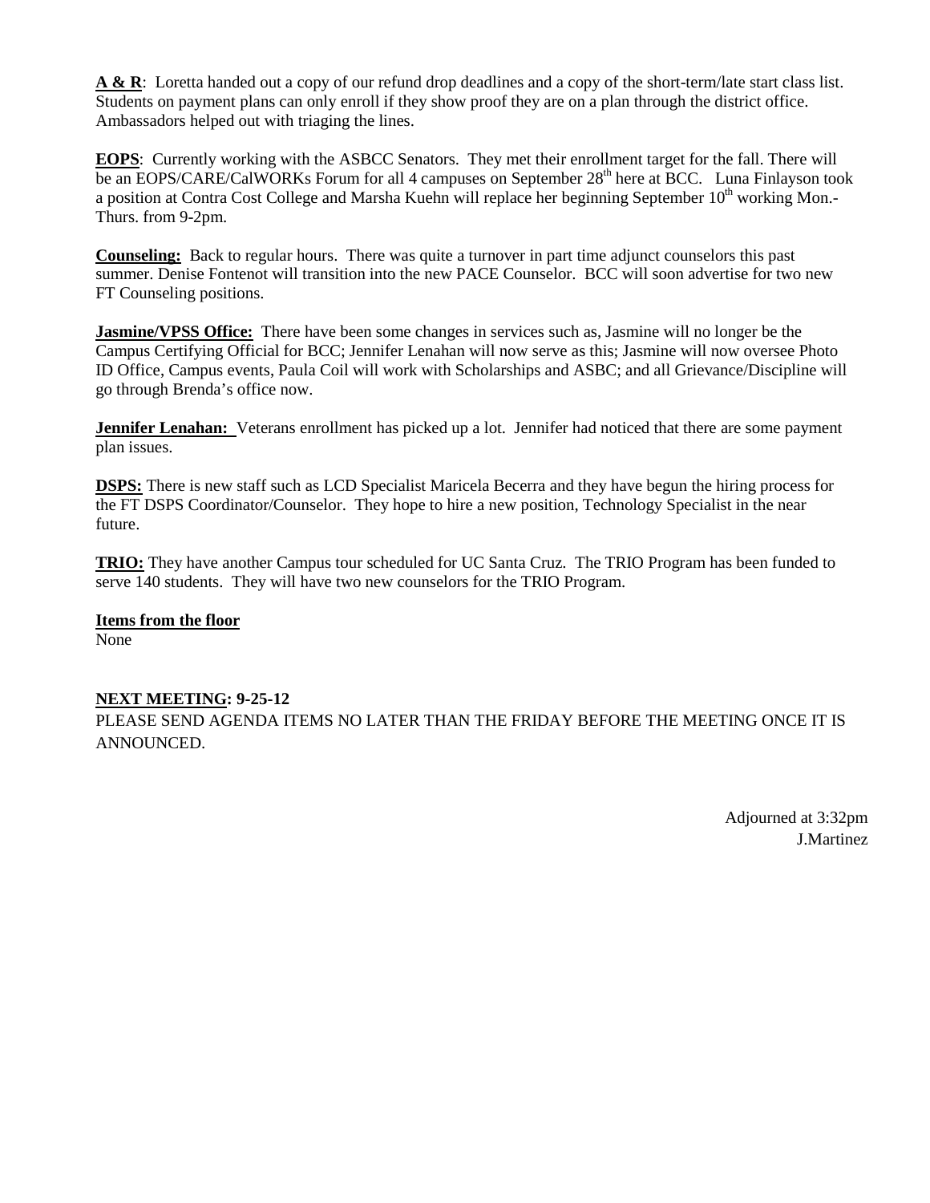**A & R**: Loretta handed out a copy of our refund drop deadlines and a copy of the short-term/late start class list. Students on payment plans can only enroll if they show proof they are on a plan through the district office. Ambassadors helped out with triaging the lines.

**EOPS**: Currently working with the ASBCC Senators. They met their enrollment target for the fall. There will be an EOPS/CARE/CalWORKs Forum for all 4 campuses on September 28th here at BCC. Luna Finlayson took a position at Contra Cost College and Marsha Kuehn will replace her beginning September 10th working Mon.-Thurs. from 9-2pm.

**Counseling:** Back to regular hours. There was quite a turnover in part time adjunct counselors this past summer. Denise Fontenot will transition into the new PACE Counselor. BCC will soon advertise for two new FT Counseling positions.

**Jasmine/VPSS Office:** There have been some changes in services such as, Jasmine will no longer be the Campus Certifying Official for BCC; Jennifer Lenahan will now serve as this; Jasmine will now oversee Photo ID Office, Campus events, Paula Coil will work with Scholarships and ASBC; and all Grievance/Discipline will go through Brenda's office now.

**Jennifer Lenahan:** Veterans enrollment has picked up a lot. Jennifer had noticed that there are some payment plan issues.

**DSPS:** There is new staff such as LCD Specialist Maricela Becerra and they have begun the hiring process for the FT DSPS Coordinator/Counselor. They hope to hire a new position, Technology Specialist in the near future.

**TRIO:** They have another Campus tour scheduled for UC Santa Cruz. The TRIO Program has been funded to serve 140 students. They will have two new counselors for the TRIO Program.

**Items from the floor**

None

**NEXT MEETING: 9-25-12**

PLEASE SEND AGENDA ITEMS NO LATER THAN THE FRIDAY BEFORE THE MEETING ONCE IT IS ANNOUNCED.

Adjourned at 3:32pm

J.Martinez